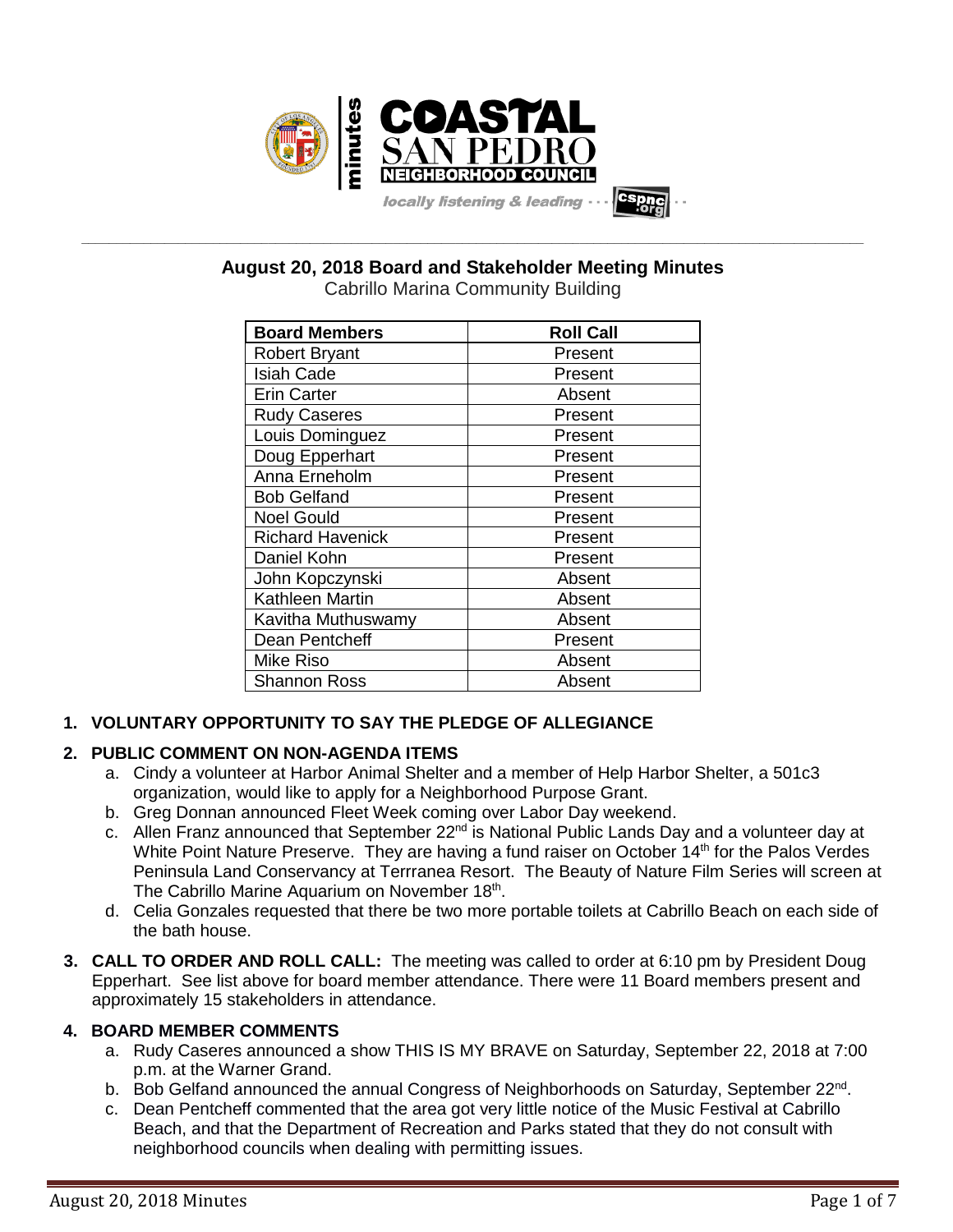# August 20, 2018 Board and Stakeholder Meeting Minutes

Cabrillo Marina Community Building

| Board Members | Roll Call |
|---|---|
| Robert Bryant | Present |
| Isiah Cade | Present |
| Erin Carter | Absent |
| Rudy Caseres | Present |
| Louis Dominguez | Present |
| Doug Epperhart | Present |
| Anna Erneholm | Present |
| Bob Gelfand | Present |
| Noel Gould | Present |
| Richard Havenick | Present |
| Daniel Kohn | Present |
| John Kopczynski | Absent |
| Kathleen Martin | Absent |
| Kavitha Muthuswamy | Absent |
| Dean Pentcheff | Present |
| Mike Riso | Absent |
| Shannon Ross | Absent |

**1. VOLUNTARY OPPORTUNITY TO SAY THE PLEDGE OF ALLEGIANCE**

**2. PUBLIC COMMENT ON NON-AGENDA ITEMS**

a. Cindy a volunteer at Harbor Animal Shelter and a member of Help Harbor Shelter, a 501c3 organization, would like to apply for a Neighborhood Purpose Grant.

b. Greg Donnan announced Fleet Week coming over Labor Day weekend.

c. Allen Franz announced that September 22nd is National Public Lands Day and a volunteer day at White Point Nature Preserve. They are having a fund raiser on October 14th for the Palos Verdes Peninsula Land Conservancy at Terrranea Resort. The Beauty of Nature Film Series will screen at The Cabrillo Marine Aquarium on November 18th.

d. Celia Gonzales requested that there be two more portable toilets at Cabrillo Beach on each side of the bath house.

**3. CALL TO ORDER AND ROLL CALL:** The meeting was called to order at 6:10 pm by President Doug Epperhart. See list above for board member attendance. There were 11 Board members present and approximately 15 stakeholders in attendance.

**4. BOARD MEMBER COMMENTS**

a. Rudy Caseres announced a show THIS IS MY BRAVE on Saturday, September 22, 2018 at 7:00 p.m. at the Warner Grand.

b. Bob Gelfand announced the annual Congress of Neighborhoods on Saturday, September 22nd.

c. Dean Pentcheff commented that the area got very little notice of the Music Festival at Cabrillo Beach, and that the Department of Recreation and Parks stated that they do not consult with neighborhood councils when dealing with permitting issues.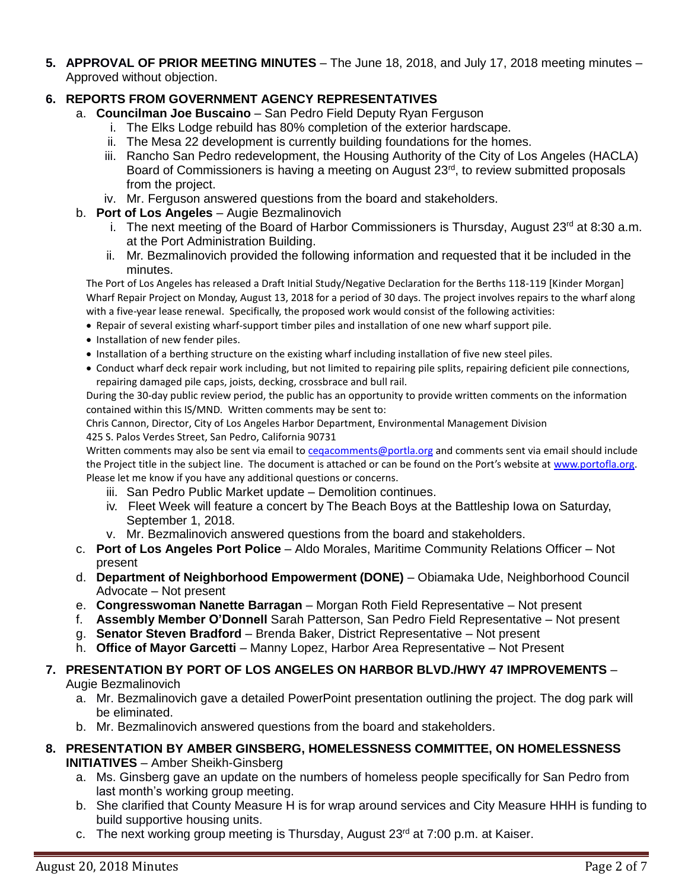5. **APPROVAL OF PRIOR MEETING MINUTES** – The June 18, 2018, and July 17, 2018 meeting minutes – Approved without objection.

6. **REPORTS FROM GOVERNMENT AGENCY REPRESENTATIVES**
   a. **Councilman Joe Buscaino** – San Pedro Field Deputy Ryan Ferguson
      i. The Elks Lodge rebuild has 80% completion of the exterior hardscape.
      ii. The Mesa 22 development is currently building foundations for the homes.
      iii. Rancho San Pedro redevelopment, the Housing Authority of the City of Los Angeles (HACLA) Board of Commissioners is having a meeting on August 23rd, to review submitted proposals from the project.
      iv. Mr. Ferguson answered questions from the board and stakeholders.
   b. **Port of Los Angeles** – Augie Bezmalinovich
      i. The next meeting of the Board of Harbor Commissioners is Thursday, August 23rd at 8:30 a.m. at the Port Administration Building.
      ii. Mr. Bezmalinovich provided the following information and requested that it be included in the minutes.

      The Port of Los Angeles has released a Draft Initial Study/Negative Declaration for the Berths 118-119 [Kinder Morgan] Wharf Repair Project on Monday, August 13, 2018 for a period of 30 days. The project involves repairs to the wharf along with a five-year lease renewal. Specifically, the proposed work would consist of the following activities:
      - Repair of several existing wharf-support timber piles and installation of one new wharf support pile.
      - Installation of new fender piles.
      - Installation of a berthing structure on the existing wharf including installation of five new steel piles.
      - Conduct wharf deck repair work including, but not limited to repairing pile splits, repairing deficient pile connections, repairing damaged pile caps, joists, decking, crossbrace and bull rail.

      During the 30-day public review period, the public has an opportunity to provide written comments on the information contained within this IS/MND. Written comments may be sent to:

      Chris Cannon, Director, City of Los Angeles Harbor Department, Environmental Management Division
      425 S. Palos Verdes Street, San Pedro, California 90731

      Written comments may also be sent via email to ceqacomments@portla.org and comments sent via email should include the Project title in the subject line. The document is attached or can be found on the Port's website at www.portofla.org. Please let me know if you have any additional questions or concerns.
      iii. San Pedro Public Market update – Demolition continues.
      iv. Fleet Week will feature a concert by The Beach Boys at the Battleship Iowa on Saturday, September 1, 2018.
      v. Mr. Bezmalinovich answered questions from the board and stakeholders.
   c. **Port of Los Angeles Port Police** – Aldo Morales, Maritime Community Relations Officer – Not present
   d. **Department of Neighborhood Empowerment (DONE)** – Obiamaka Ude, Neighborhood Council Advocate – Not present
   e. **Congresswoman Nanette Barragan** – Morgan Roth Field Representative – Not present
   f. **Assembly Member O'Donnell** Sarah Patterson, San Pedro Field Representative – Not present
   g. **Senator Steven Bradford** – Brenda Baker, District Representative – Not present
   h. **Office of Mayor Garcetti** – Manny Lopez, Harbor Area Representative – Not Present

7. **PRESENTATION BY PORT OF LOS ANGELES ON HARBOR BLVD./HWY 47 IMPROVEMENTS** – Augie Bezmalinovich
   a. Mr. Bezmalinovich gave a detailed PowerPoint presentation outlining the project. The dog park will be eliminated.
   b. Mr. Bezmalinovich answered questions from the board and stakeholders.

8. **PRESENTATION BY AMBER GINSBERG, HOMELESSNESS COMMITTEE, ON HOMELESSNESS INITIATIVES** – Amber Sheikh-Ginsberg
   a. Ms. Ginsberg gave an update on the numbers of homeless people specifically for San Pedro from last month's working group meeting.
   b. She clarified that County Measure H is for wrap around services and City Measure HHH is funding to build supportive housing units.
   c. The next working group meeting is Thursday, August 23rd at 7:00 p.m. at Kaiser.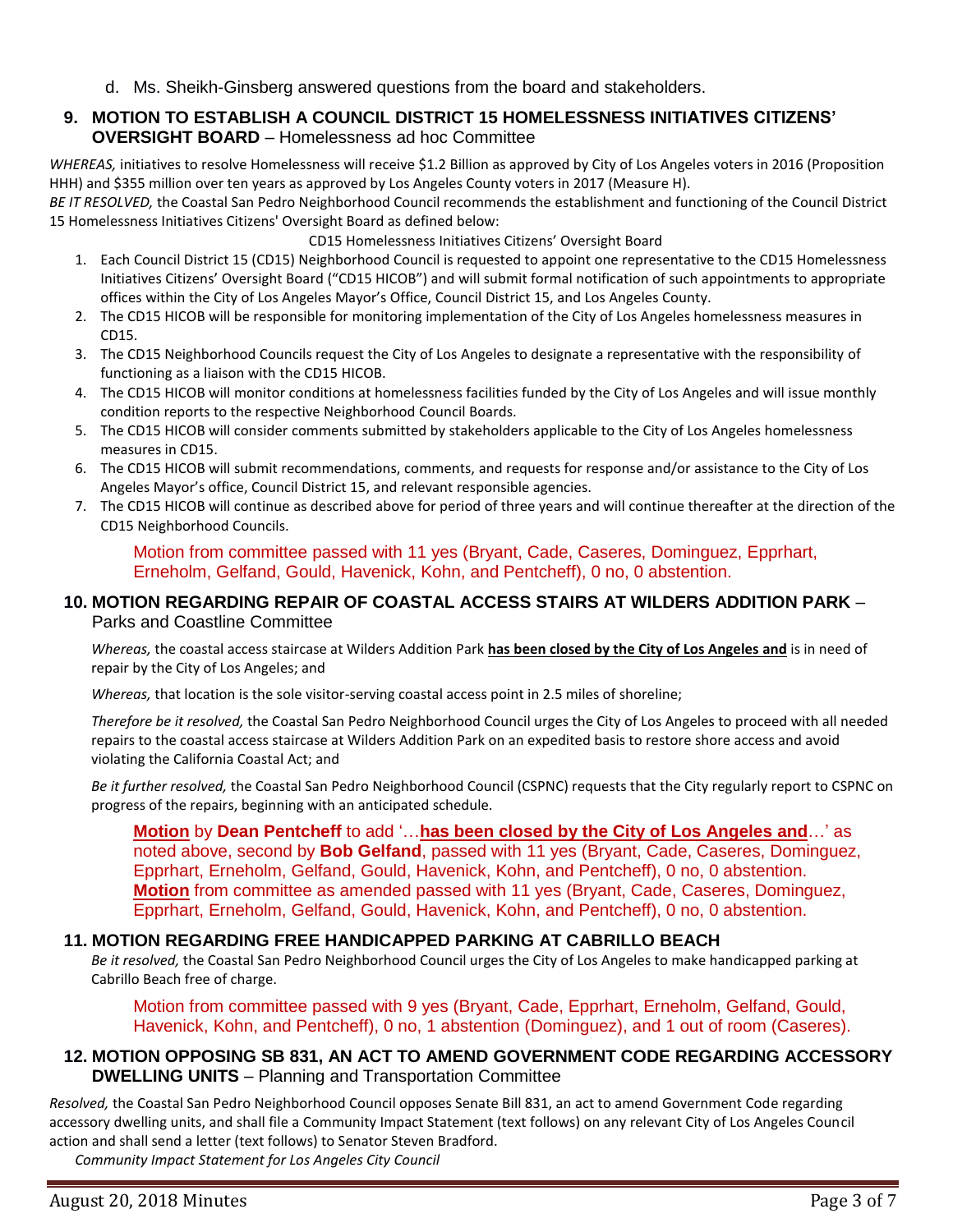d. Ms. Sheikh-Ginsberg answered questions from the board and stakeholders.

### 9. MOTION TO ESTABLISH A COUNCIL DISTRICT 15 HOMELESSNESS INITIATIVES CITIZENS' OVERSIGHT BOARD – Homelessness ad hoc Committee

*WHEREAS,* initiatives to resolve Homelessness will receive $1.2 Billion as approved by City of Los Angeles voters in 2016 (Proposition HHH) and $355 million over ten years as approved by Los Angeles County voters in 2017 (Measure H).

*BE IT RESOLVED,* the Coastal San Pedro Neighborhood Council recommends the establishment and functioning of the Council District 15 Homelessness Initiatives Citizens' Oversight Board as defined below:

CD15 Homelessness Initiatives Citizens' Oversight Board

1. Each Council District 15 (CD15) Neighborhood Council is requested to appoint one representative to the CD15 Homelessness Initiatives Citizens' Oversight Board ("CD15 HICOB") and will submit formal notification of such appointments to appropriate offices within the City of Los Angeles Mayor's Office, Council District 15, and Los Angeles County.
2. The CD15 HICOB will be responsible for monitoring implementation of the City of Los Angeles homelessness measures in CD15.
3. The CD15 Neighborhood Councils request the City of Los Angeles to designate a representative with the responsibility of functioning as a liaison with the CD15 HICOB.
4. The CD15 HICOB will monitor conditions at homelessness facilities funded by the City of Los Angeles and will issue monthly condition reports to the respective Neighborhood Council Boards.
5. The CD15 HICOB will consider comments submitted by stakeholders applicable to the City of Los Angeles homelessness measures in CD15.
6. The CD15 HICOB will submit recommendations, comments, and requests for response and/or assistance to the City of Los Angeles Mayor's office, Council District 15, and relevant responsible agencies.
7. The CD15 HICOB will continue as described above for period of three years and will continue thereafter at the direction of the CD15 Neighborhood Councils.

Motion from committee passed with 11 yes (Bryant, Cade, Caseres, Dominguez, Epprhart, Erneholm, Gelfand, Gould, Havenick, Kohn, and Pentcheff), 0 no, 0 abstention.

### 10. MOTION REGARDING REPAIR OF COASTAL ACCESS STAIRS AT WILDERS ADDITION PARK – Parks and Coastline Committee

*Whereas,* the coastal access staircase at Wilders Addition Park **has been closed by the City of Los Angeles and** is in need of repair by the City of Los Angeles; and

*Whereas,* that location is the sole visitor-serving coastal access point in 2.5 miles of shoreline;

*Therefore be it resolved,* the Coastal San Pedro Neighborhood Council urges the City of Los Angeles to proceed with all needed repairs to the coastal access staircase at Wilders Addition Park on an expedited basis to restore shore access and avoid violating the California Coastal Act; and

*Be it further resolved,* the Coastal San Pedro Neighborhood Council (CSPNC) requests that the City regularly report to CSPNC on progress of the repairs, beginning with an anticipated schedule.

**Motion** by **Dean Pentcheff** to add '…**has been closed by the City of Los Angeles and**…' as noted above, second by **Bob Gelfand**, passed with 11 yes (Bryant, Cade, Caseres, Dominguez, Epprhart, Erneholm, Gelfand, Gould, Havenick, Kohn, and Pentcheff), 0 no, 0 abstention.
**Motion** from committee as amended passed with 11 yes (Bryant, Cade, Caseres, Dominguez, Epprhart, Erneholm, Gelfand, Gould, Havenick, Kohn, and Pentcheff), 0 no, 0 abstention.

### 11. MOTION REGARDING FREE HANDICAPPED PARKING AT CABRILLO BEACH

*Be it resolved,* the Coastal San Pedro Neighborhood Council urges the City of Los Angeles to make handicapped parking at Cabrillo Beach free of charge.

Motion from committee passed with 9 yes (Bryant, Cade, Epprhart, Erneholm, Gelfand, Gould, Havenick, Kohn, and Pentcheff), 0 no, 1 abstention (Dominguez), and 1 out of room (Caseres).

### 12. MOTION OPPOSING SB 831, AN ACT TO AMEND GOVERNMENT CODE REGARDING ACCESSORY DWELLING UNITS – Planning and Transportation Committee

*Resolved,* the Coastal San Pedro Neighborhood Council opposes Senate Bill 831, an act to amend Government Code regarding accessory dwelling units, and shall file a Community Impact Statement (text follows) on any relevant City of Los Angeles Council action and shall send a letter (text follows) to Senator Steven Bradford.

*Community Impact Statement for Los Angeles City Council*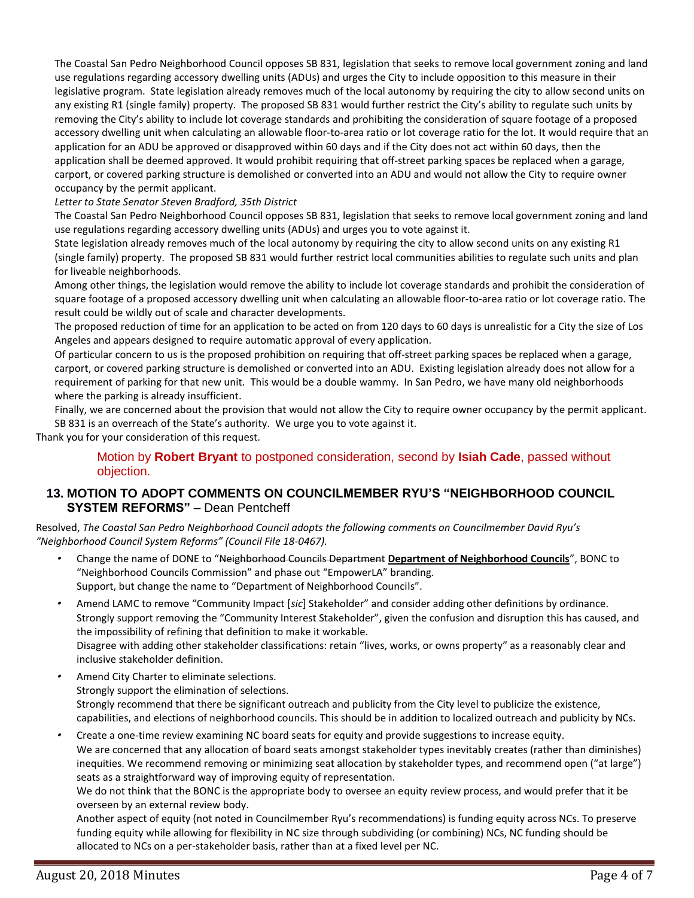The Coastal San Pedro Neighborhood Council opposes SB 831, legislation that seeks to remove local government zoning and land use regulations regarding accessory dwelling units (ADUs) and urges the City to include opposition to this measure in their legislative program. State legislation already removes much of the local autonomy by requiring the city to allow second units on any existing R1 (single family) property. The proposed SB 831 would further restrict the City's ability to regulate such units by removing the City's ability to include lot coverage standards and prohibiting the consideration of square footage of a proposed accessory dwelling unit when calculating an allowable floor-to-area ratio or lot coverage ratio for the lot. It would require that an application for an ADU be approved or disapproved within 60 days and if the City does not act within 60 days, then the application shall be deemed approved. It would prohibit requiring that off-street parking spaces be replaced when a garage, carport, or covered parking structure is demolished or converted into an ADU and would not allow the City to require owner occupancy by the permit applicant.

*Letter to State Senator Steven Bradford, 35th District*

The Coastal San Pedro Neighborhood Council opposes SB 831, legislation that seeks to remove local government zoning and land use regulations regarding accessory dwelling units (ADUs) and urges you to vote against it.

State legislation already removes much of the local autonomy by requiring the city to allow second units on any existing R1 (single family) property. The proposed SB 831 would further restrict local communities abilities to regulate such units and plan for liveable neighborhoods.

Among other things, the legislation would remove the ability to include lot coverage standards and prohibit the consideration of square footage of a proposed accessory dwelling unit when calculating an allowable floor-to-area ratio or lot coverage ratio. The result could be wildly out of scale and character developments.

The proposed reduction of time for an application to be acted on from 120 days to 60 days is unrealistic for a City the size of Los Angeles and appears designed to require automatic approval of every application.

Of particular concern to us is the proposed prohibition on requiring that off-street parking spaces be replaced when a garage, carport, or covered parking structure is demolished or converted into an ADU. Existing legislation already does not allow for a requirement of parking for that new unit. This would be a double wammy. In San Pedro, we have many old neighborhoods where the parking is already insufficient.

Finally, we are concerned about the provision that would not allow the City to require owner occupancy by the permit applicant. SB 831 is an overreach of the State's authority. We urge you to vote against it.

Thank you for your consideration of this request.

Motion by **Robert Bryant** to postponed consideration, second by **Isiah Cade**, passed without objection.

## 13. MOTION TO ADOPT COMMENTS ON COUNCILMEMBER RYU'S "NEIGHBORHOOD COUNCIL SYSTEM REFORMS" – Dean Pentcheff

Resolved, *The Coastal San Pedro Neighborhood Council adopts the following comments on Councilmember David Ryu's "Neighborhood Council System Reforms" (Council File 18-0467).*

- Change the name of DONE to "~~Neighborhood Councils Department~~ **Department of Neighborhood Councils**", BONC to "Neighborhood Councils Commission" and phase out "EmpowerLA" branding.
  Support, but change the name to "Department of Neighborhood Councils".
- Amend LAMC to remove "Community Impact [*sic*] Stakeholder" and consider adding other definitions by ordinance.
  Strongly support removing the "Community Interest Stakeholder", given the confusion and disruption this has caused, and the impossibility of refining that definition to make it workable.
  Disagree with adding other stakeholder classifications: retain "lives, works, or owns property" as a reasonably clear and inclusive stakeholder definition.
- Amend City Charter to eliminate selections.
  Strongly support the elimination of selections.
  Strongly recommend that there be significant outreach and publicity from the City level to publicize the existence, capabilities, and elections of neighborhood councils. This should be in addition to localized outreach and publicity by NCs.
- Create a one-time review examining NC board seats for equity and provide suggestions to increase equity.
  We are concerned that any allocation of board seats amongst stakeholder types inevitably creates (rather than diminishes) inequities. We recommend removing or minimizing seat allocation by stakeholder types, and recommend open ("at large") seats as a straightforward way of improving equity of representation.
  We do not think that the BONC is the appropriate body to oversee an equity review process, and would prefer that it be overseen by an external review body.
  Another aspect of equity (not noted in Councilmember Ryu's recommendations) is funding equity across NCs. To preserve funding equity while allowing for flexibility in NC size through subdividing (or combining) NCs, NC funding should be allocated to NCs on a per-stakeholder basis, rather than at a fixed level per NC.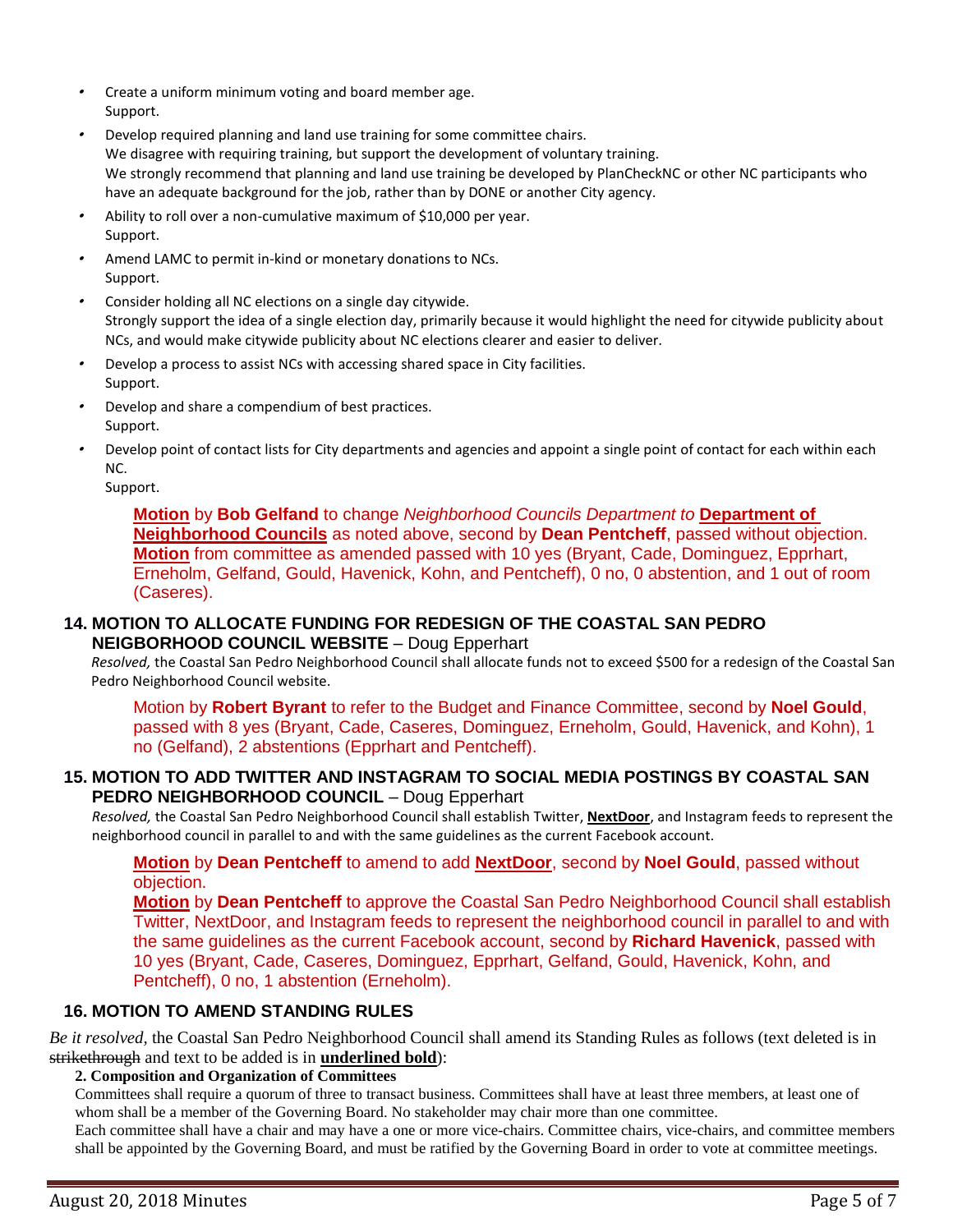- Create a uniform minimum voting and board member age.
  Support.
- Develop required planning and land use training for some committee chairs.
  We disagree with requiring training, but support the development of voluntary training.
  We strongly recommend that planning and land use training be developed by PlanCheckNC or other NC participants who have an adequate background for the job, rather than by DONE or another City agency.
- Ability to roll over a non-cumulative maximum of $10,000 per year.
  Support.
- Amend LAMC to permit in-kind or monetary donations to NCs.
  Support.
- Consider holding all NC elections on a single day citywide.
  Strongly support the idea of a single election day, primarily because it would highlight the need for citywide publicity about NCs, and would make citywide publicity about NC elections clearer and easier to deliver.
- Develop a process to assist NCs with accessing shared space in City facilities.
  Support.
- Develop and share a compendium of best practices.
  Support.
- Develop point of contact lists for City departments and agencies and appoint a single point of contact for each within each NC.
  Support.

> **Motion** by **Bob Gelfand** to change *Neighborhood Councils Department to* **Department of Neighborhood Councils** as noted above, second by **Dean Pentcheff**, passed without objection.
> **Motion** from committee as amended passed with 10 yes (Bryant, Cade, Dominguez, Epprhart, Erneholm, Gelfand, Gould, Havenick, Kohn, and Pentcheff), 0 no, 0 abstention, and 1 out of room (Caseres).

## 14. MOTION TO ALLOCATE FUNDING FOR REDESIGN OF THE COASTAL SAN PEDRO NEIGBORHOOD COUNCIL WEBSITE – Doug Epperhart

*Resolved,* the Coastal San Pedro Neighborhood Council shall allocate funds not to exceed $500 for a redesign of the Coastal San Pedro Neighborhood Council website.

> Motion by **Robert Byrant** to refer to the Budget and Finance Committee, second by **Noel Gould**, passed with 8 yes (Bryant, Cade, Caseres, Dominguez, Erneholm, Gould, Havenick, and Kohn), 1 no (Gelfand), 2 abstentions (Epprhart and Pentcheff).

## 15. MOTION TO ADD TWITTER AND INSTAGRAM TO SOCIAL MEDIA POSTINGS BY COASTAL SAN PEDRO NEIGHBORHOOD COUNCIL – Doug Epperhart

*Resolved,* the Coastal San Pedro Neighborhood Council shall establish Twitter, **NextDoor**, and Instagram feeds to represent the neighborhood council in parallel to and with the same guidelines as the current Facebook account.

> **Motion** by **Dean Pentcheff** to amend to add **NextDoor**, second by **Noel Gould**, passed without objection.
> **Motion** by **Dean Pentcheff** to approve the Coastal San Pedro Neighborhood Council shall establish Twitter, NextDoor, and Instagram feeds to represent the neighborhood council in parallel to and with the same guidelines as the current Facebook account, second by **Richard Havenick**, passed with 10 yes (Bryant, Cade, Caseres, Dominguez, Epprhart, Gelfand, Gould, Havenick, Kohn, and Pentcheff), 0 no, 1 abstention (Erneholm).

## 16. MOTION TO AMEND STANDING RULES

*Be it resolved*, the Coastal San Pedro Neighborhood Council shall amend its Standing Rules as follows (text deleted is in ~~strikethrough~~ and text to be added is in **underlined bold**):

**2. Composition and Organization of Committees**

Committees shall require a quorum of three to transact business. Committees shall have at least three members, at least one of whom shall be a member of the Governing Board. No stakeholder may chair more than one committee.

Each committee shall have a chair and may have a one or more vice-chairs. Committee chairs, vice-chairs, and committee members shall be appointed by the Governing Board, and must be ratified by the Governing Board in order to vote at committee meetings.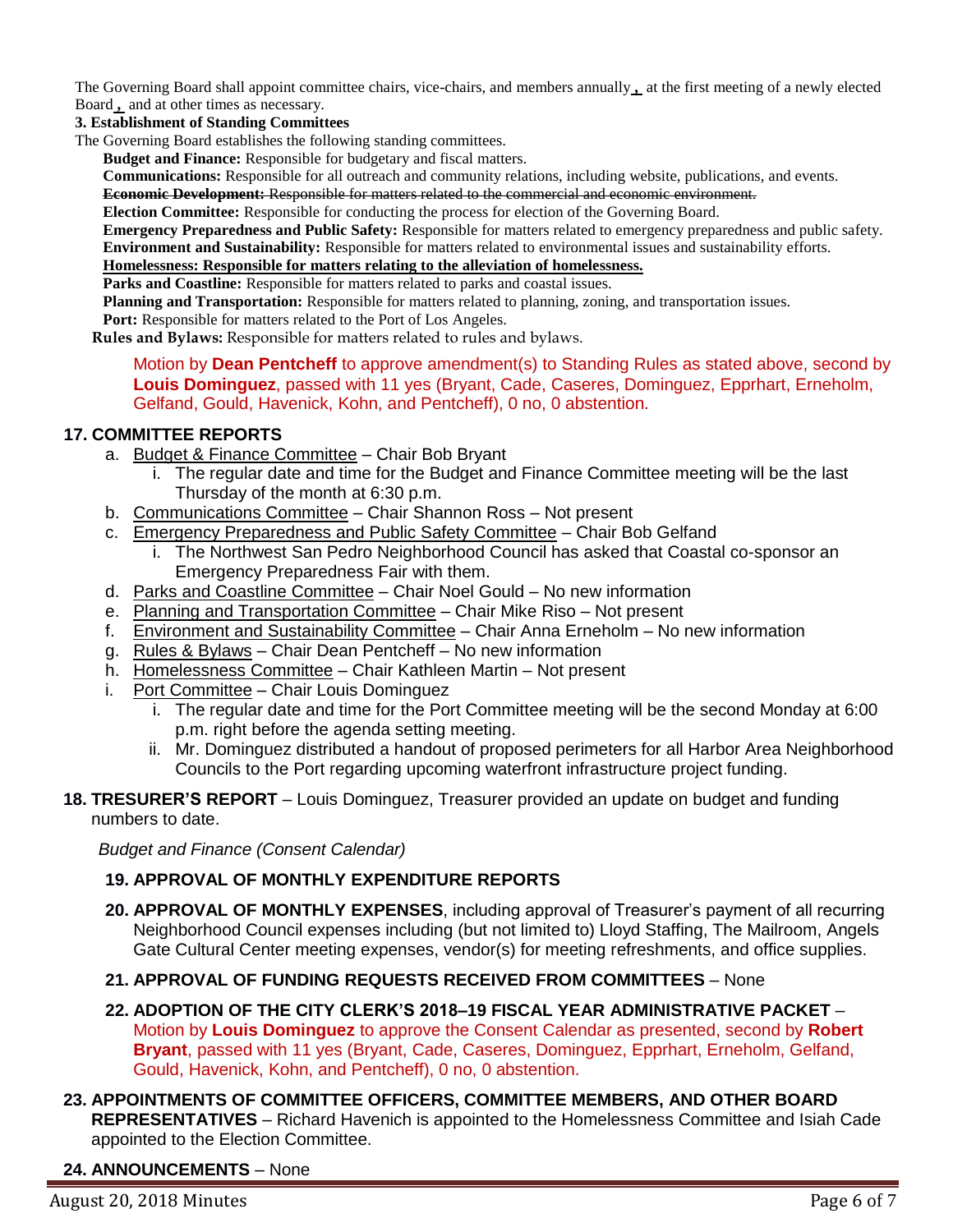The Governing Board shall appoint committee chairs, vice-chairs, and members annually, at the first meeting of a newly elected Board, and at other times as necessary.

**3. Establishment of Standing Committees**

The Governing Board establishes the following standing committees.

**Budget and Finance:** Responsible for budgetary and fiscal matters.

**Communications:** Responsible for all outreach and community relations, including website, publications, and events.

~~**Economic Development:** Responsible for matters related to the commercial and economic environment.~~

**Election Committee:** Responsible for conducting the process for election of the Governing Board.

**Emergency Preparedness and Public Safety:** Responsible for matters related to emergency preparedness and public safety.

**Environment and Sustainability:** Responsible for matters related to environmental issues and sustainability efforts.

<u>**Homelessness: Responsible for matters relating to the alleviation of homelessness.**</u>

**Parks and Coastline:** Responsible for matters related to parks and coastal issues.

**Planning and Transportation:** Responsible for matters related to planning, zoning, and transportation issues.

**Port:** Responsible for matters related to the Port of Los Angeles.

**Rules and Bylaws:** Responsible for matters related to rules and bylaws.

Motion by **Dean Pentcheff** to approve amendment(s) to Standing Rules as stated above, second by **Louis Dominguez**, passed with 11 yes (Bryant, Cade, Caseres, Dominguez, Epprhart, Erneholm, Gelfand, Gould, Havenick, Kohn, and Pentcheff), 0 no, 0 abstention.

**17. COMMITTEE REPORTS**

a. Budget & Finance Committee – Chair Bob Bryant
   i. The regular date and time for the Budget and Finance Committee meeting will be the last Thursday of the month at 6:30 p.m.

b. Communications Committee – Chair Shannon Ross – Not present

c. Emergency Preparedness and Public Safety Committee – Chair Bob Gelfand
   i. The Northwest San Pedro Neighborhood Council has asked that Coastal co-sponsor an Emergency Preparedness Fair with them.

d. Parks and Coastline Committee – Chair Noel Gould – No new information

e. Planning and Transportation Committee – Chair Mike Riso – Not present

f. Environment and Sustainability Committee – Chair Anna Erneholm – No new information

g. Rules & Bylaws – Chair Dean Pentcheff – No new information

h. Homelessness Committee – Chair Kathleen Martin – Not present

i. Port Committee – Chair Louis Dominguez
   i. The regular date and time for the Port Committee meeting will be the second Monday at 6:00 p.m. right before the agenda setting meeting.
   ii. Mr. Dominguez distributed a handout of proposed perimeters for all Harbor Area Neighborhood Councils to the Port regarding upcoming waterfront infrastructure project funding.

**18. TRESURER'S REPORT** – Louis Dominguez, Treasurer provided an update on budget and funding numbers to date.

*Budget and Finance (Consent Calendar)*

**19. APPROVAL OF MONTHLY EXPENDITURE REPORTS**

**20. APPROVAL OF MONTHLY EXPENSES**, including approval of Treasurer's payment of all recurring Neighborhood Council expenses including (but not limited to) Lloyd Staffing, The Mailroom, Angels Gate Cultural Center meeting expenses, vendor(s) for meeting refreshments, and office supplies.

**21. APPROVAL OF FUNDING REQUESTS RECEIVED FROM COMMITTEES** – None

**22. ADOPTION OF THE CITY CLERK'S 2018–19 FISCAL YEAR ADMINISTRATIVE PACKET** – Motion by **Louis Dominguez** to approve the Consent Calendar as presented, second by **Robert Bryant**, passed with 11 yes (Bryant, Cade, Caseres, Dominguez, Epprhart, Erneholm, Gelfand, Gould, Havenick, Kohn, and Pentcheff), 0 no, 0 abstention.

**23. APPOINTMENTS OF COMMITTEE OFFICERS, COMMITTEE MEMBERS, AND OTHER BOARD REPRESENTATIVES** – Richard Havenich is appointed to the Homelessness Committee and Isiah Cade appointed to the Election Committee.

**24. ANNOUNCEMENTS** – None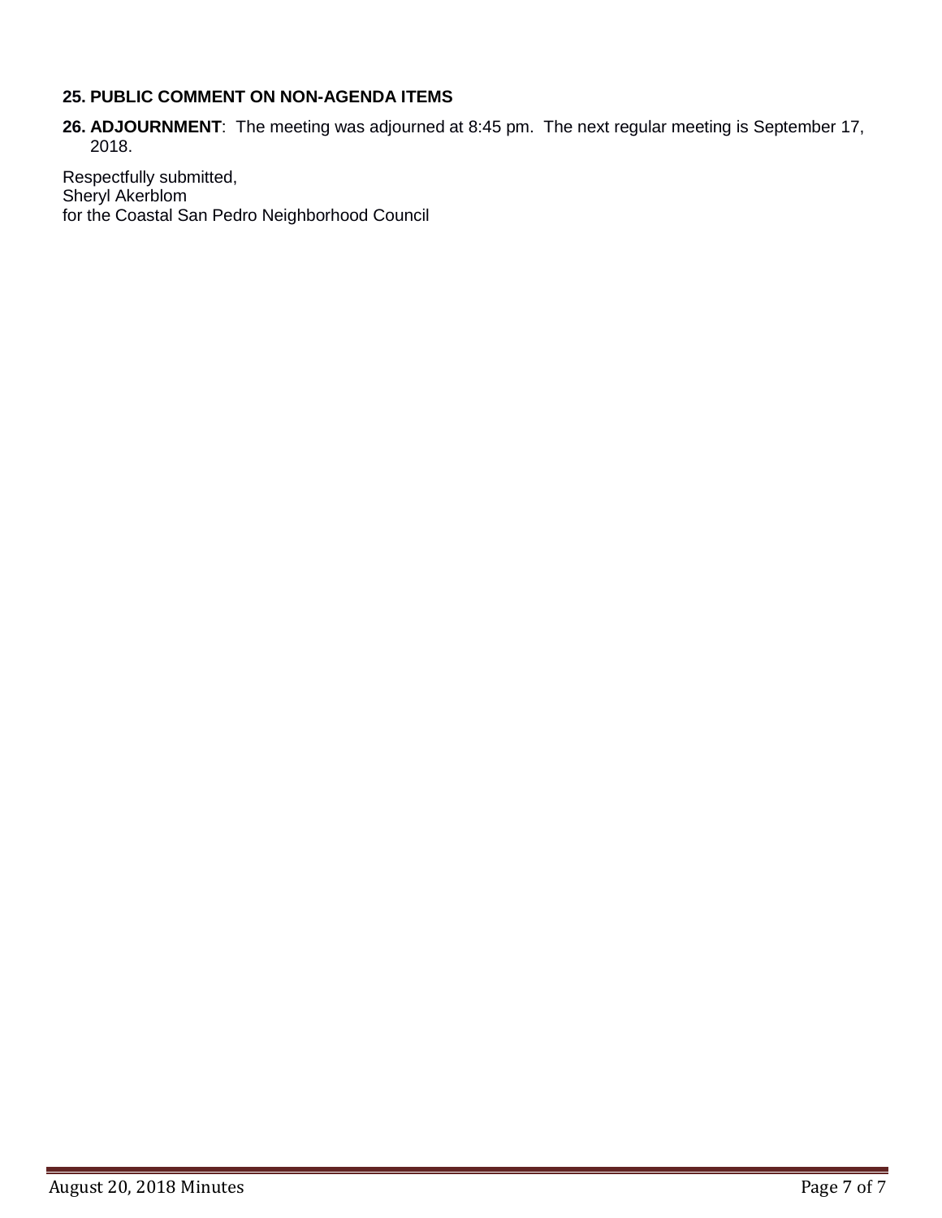**25. PUBLIC COMMENT ON NON-AGENDA ITEMS**

**26. ADJOURNMENT**: The meeting was adjourned at 8:45 pm. The next regular meeting is September 17, 2018.

Respectfully submitted,
Sheryl Akerblom
for the Coastal San Pedro Neighborhood Council